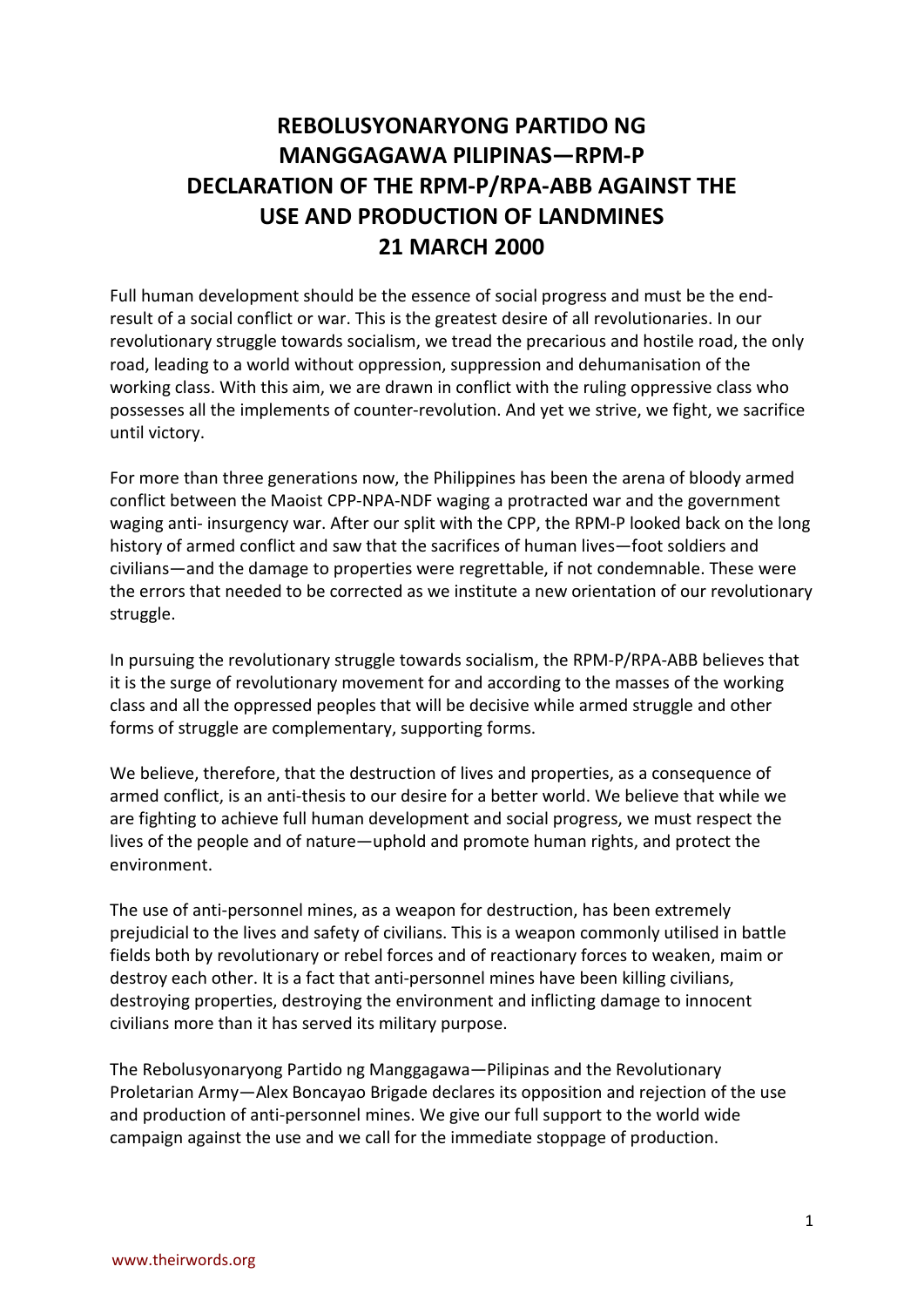# REBOLUSYONARYONG PARTIDO NG MANGGAGAWA PILIPINAS—RPM-P DECLARATION OF THE RPM-P/RPA-ABB AGAINST THE USE AND PRODUCTION OF LANDMINES 21 MARCH 2000

Full human development should be the essence of social progress and must be the end-result of a social conflict or war. This is the greatest desire of all revolutionaries. In our revolutionary struggle towards socialism, we tread the precarious and hostile road, the only road, leading to a world without oppression, suppression and dehumanisation of the working class. With this aim, we are drawn in conflict with the ruling oppressive class who possesses all the implements of counter-revolution. And yet we strive, we fight, we sacrifice until victory.

For more than three generations now, the Philippines has been the arena of bloody armed conflict between the Maoist CPP-NPA-NDF waging a protracted war and the government waging anti- insurgency war. After our split with the CPP, the RPM-P looked back on the long history of armed conflict and saw that the sacrifices of human lives—foot soldiers and civilians—and the damage to properties were regrettable, if not condemnable. These were the errors that needed to be corrected as we institute a new orientation of our revolutionary struggle.

In pursuing the revolutionary struggle towards socialism, the RPM-P/RPA-ABB believes that it is the surge of revolutionary movement for and according to the masses of the working class and all the oppressed peoples that will be decisive while armed struggle and other forms of struggle are complementary, supporting forms.

We believe, therefore, that the destruction of lives and properties, as a consequence of armed conflict, is an anti-thesis to our desire for a better world. We believe that while we are fighting to achieve full human development and social progress, we must respect the lives of the people and of nature—uphold and promote human rights, and protect the environment.

The use of anti-personnel mines, as a weapon for destruction, has been extremely prejudicial to the lives and safety of civilians. This is a weapon commonly utilised in battle fields both by revolutionary or rebel forces and of reactionary forces to weaken, maim or destroy each other. It is a fact that anti-personnel mines have been killing civilians, destroying properties, destroying the environment and inflicting damage to innocent civilians more than it has served its military purpose.

The Rebolusyonaryong Partido ng Manggagawa—Pilipinas and the Revolutionary Proletarian Army—Alex Boncayao Brigade declares its opposition and rejection of the use and production of anti-personnel mines. We give our full support to the world wide campaign against the use and we call for the immediate stoppage of production.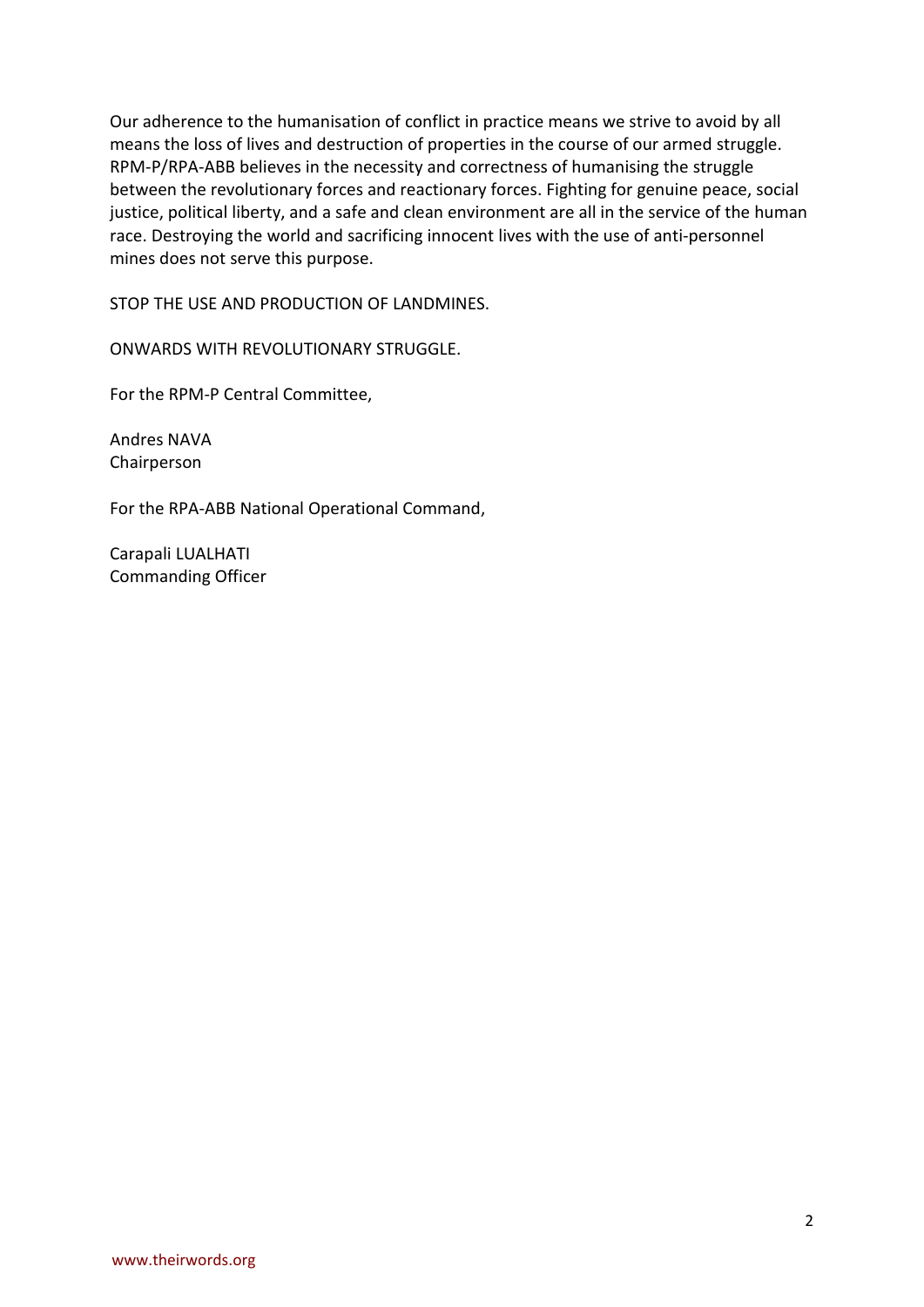Our adherence to the humanisation of conflict in practice means we strive to avoid by all means the loss of lives and destruction of properties in the course of our armed struggle. RPM-P/RPA-ABB believes in the necessity and correctness of humanising the struggle between the revolutionary forces and reactionary forces. Fighting for genuine peace, social justice, political liberty, and a safe and clean environment are all in the service of the human race. Destroying the world and sacrificing innocent lives with the use of anti-personnel mines does not serve this purpose.

STOP THE USE AND PRODUCTION OF LANDMINES.

ONWARDS WITH REVOLUTIONARY STRUGGLE.

For the RPM-P Central Committee,

Andres NAVA
Chairperson

For the RPA-ABB National Operational Command,

Carapali LUALHATI
Commanding Officer